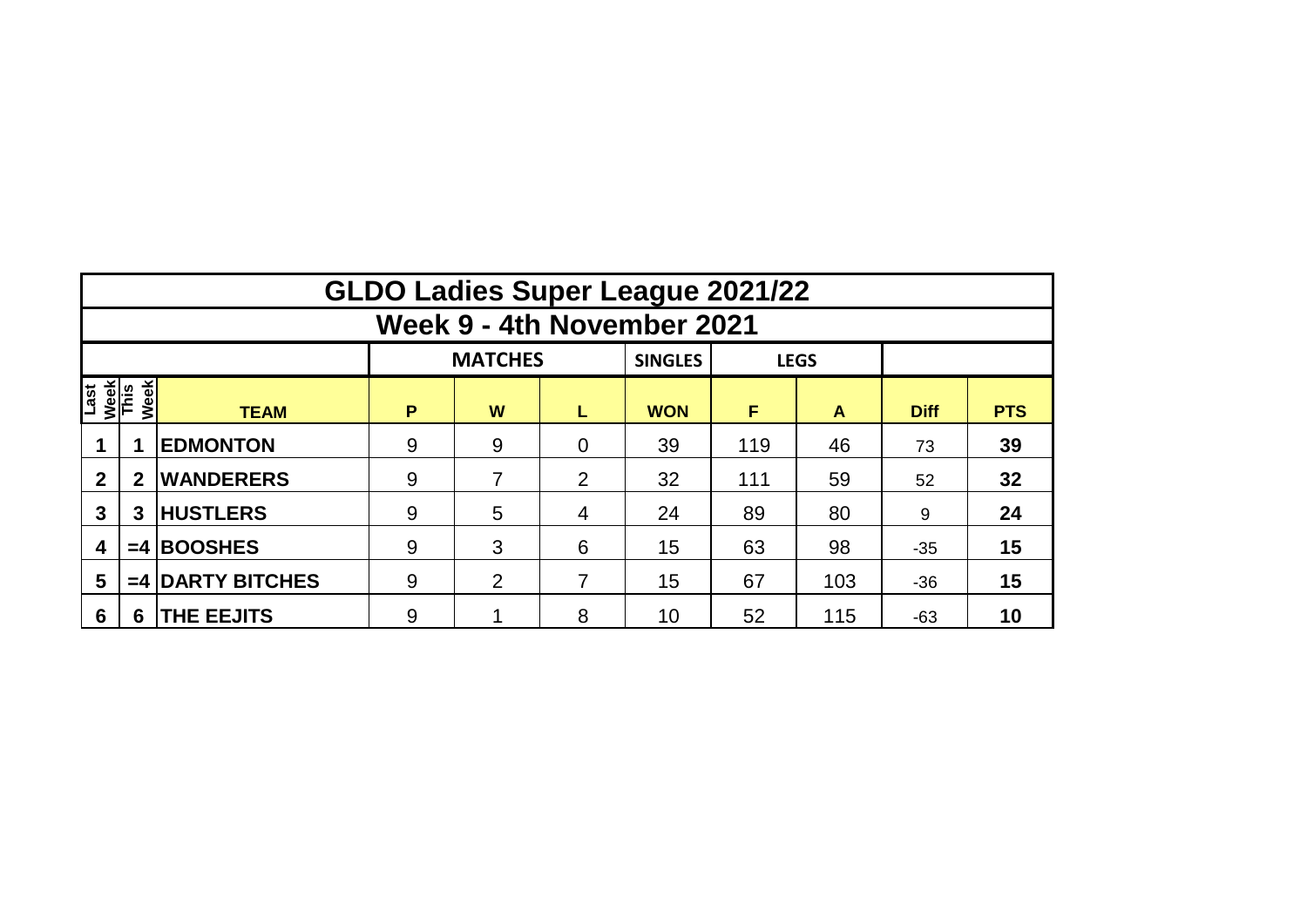# GLDO Ladies Super League 2021/22

## Week 9 - 4th November 2021

| | | | MATCHES | | | SINGLES | LEGS | | | |
|---|---|---|---|---|---|---|---|---|---|---|
| Last Week | This Week | TEAM | P | W | L | WON | F | A | Diff | PTS |
| 1 | 1 | **EDMONTON** | 9 | 9 | 0 | 39 | 119 | 46 | 73 | **39** |
| 2 | 2 | **WANDERERS** | 9 | 7 | 2 | 32 | 111 | 59 | 52 | **32** |
| 3 | 3 | **HUSTLERS** | 9 | 5 | 4 | 24 | 89 | 80 | 9 | **24** |
| 4 | =4 | **BOOSHES** | 9 | 3 | 6 | 15 | 63 | 98 | -35 | **15** |
| 5 | =4 | **DARTY BITCHES** | 9 | 2 | 7 | 15 | 67 | 103 | -36 | **15** |
| 6 | 6 | **THE EEJITS** | 9 | 1 | 8 | 10 | 52 | 115 | -63 | **10** |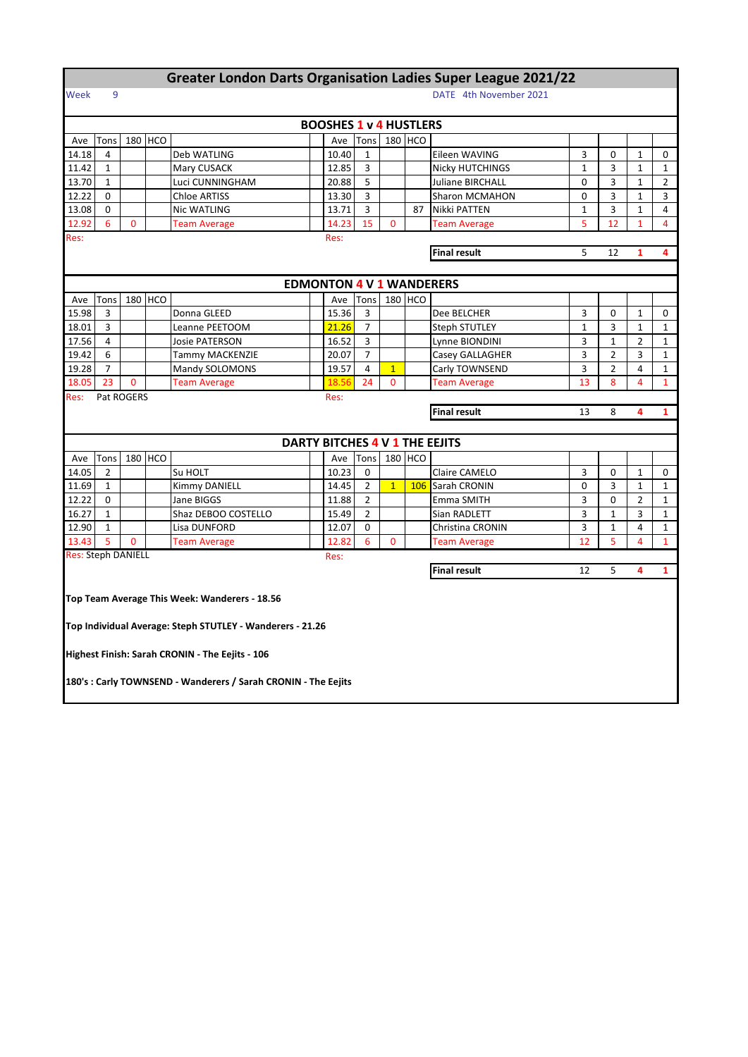# Greater London Darts Organisation Ladies Super League 2021/22

Week 9

DATE 4th November 2021

## BOOSHES 1 v 4 HUSTLERS

| Ave | Tons | 180 | HCO | | | Ave | Tons | 180 | HCO | | | | | |
|---|---|---|---|---|---|---|---|---|---|---|---|---|---|---|
| 14.18 | 4 | | | Deb WATLING | | 10.40 | 1 | | | Eileen WAVING | 3 | 0 | 1 | 0 |
| 11.42 | 1 | | | Mary CUSACK | | 12.85 | 3 | | | Nicky HUTCHINGS | 1 | 3 | 1 | 1 |
| 13.70 | 1 | | | Luci CUNNINGHAM | | 20.88 | 5 | | | Juliane BIRCHALL | 0 | 3 | 1 | 2 |
| 12.22 | 0 | | | Chloe ARTISS | | 13.30 | 3 | | | Sharon MCMAHON | 0 | 3 | 1 | 3 |
| 13.08 | 0 | | | Nic WATLING | | 13.71 | 3 | | 87 | Nikki PATTEN | 1 | 3 | 1 | 4 |
| 12.92 | 6 | 0 | | Team Average | | 14.23 | 15 | 0 | | Team Average | 5 | 12 | 1 | 4 |
| Res: | | | | | | Res: | | | | | | | | |
| | | | | | | | | | | Final result | 5 | 12 | 1 | 4 |

## EDMONTON 4 V 1 WANDERERS

| Ave | Tons | 180 | HCO | | | Ave | Tons | 180 | HCO | | | | | |
|---|---|---|---|---|---|---|---|---|---|---|---|---|---|---|
| 15.98 | 3 | | | Donna GLEED | | 15.36 | 3 | | | Dee BELCHER | 3 | 0 | 1 | 0 |
| 18.01 | 3 | | | Leanne PEETOOM | | 21.26 | 7 | | | Steph STUTLEY | 1 | 3 | 1 | 1 |
| 17.56 | 4 | | | Josie PATERSON | | 16.52 | 3 | | | Lynne BIONDINI | 3 | 1 | 2 | 1 |
| 19.42 | 6 | | | Tammy MACKENZIE | | 20.07 | 7 | | | Casey GALLAGHER | 3 | 2 | 3 | 1 |
| 19.28 | 7 | | | Mandy SOLOMONS | | 19.57 | 4 | 1 | | Carly TOWNSEND | 3 | 2 | 4 | 1 |
| 18.05 | 23 | 0 | | Team Average | | 18.56 | 24 | 0 | | Team Average | 13 | 8 | 4 | 1 |
| Res: | Pat ROGERS | | | | | Res: | | | | | | | | |
| | | | | | | | | | | Final result | 13 | 8 | 4 | 1 |

## DARTY BITCHES 4 V 1 THE EEJITS

| Ave | Tons | 180 | HCO | | | Ave | Tons | 180 | HCO | | | | | |
|---|---|---|---|---|---|---|---|---|---|---|---|---|---|---|
| 14.05 | 2 | | | Su HOLT | | 10.23 | 0 | | | Claire CAMELO | 3 | 0 | 1 | 0 |
| 11.69 | 1 | | | Kimmy DANIELL | | 14.45 | 2 | 1 | 106 | Sarah CRONIN | 0 | 3 | 1 | 1 |
| 12.22 | 0 | | | Jane BIGGS | | 11.88 | 2 | | | Emma SMITH | 3 | 0 | 2 | 1 |
| 16.27 | 1 | | | Shaz DEBOO COSTELLO | | 15.49 | 2 | | | Sian RADLETT | 3 | 1 | 3 | 1 |
| 12.90 | 1 | | | Lisa DUNFORD | | 12.07 | 0 | | | Christina CRONIN | 3 | 1 | 4 | 1 |
| 13.43 | 5 | 0 | | Team Average | | 12.82 | 6 | 0 | | Team Average | 12 | 5 | 4 | 1 |
| Res: Steph DANIELL | | | | | | Res: | | | | | | | | |
| | | | | | | | | | | Final result | 12 | 5 | 4 | 1 |

**Top Team Average This Week: Wanderers - 18.56**

**Top Individual Average: Steph STUTLEY - Wanderers - 21.26**

**Highest Finish: Sarah CRONIN - The Eejits - 106**

**180's : Carly TOWNSEND - Wanderers / Sarah CRONIN - The Eejits**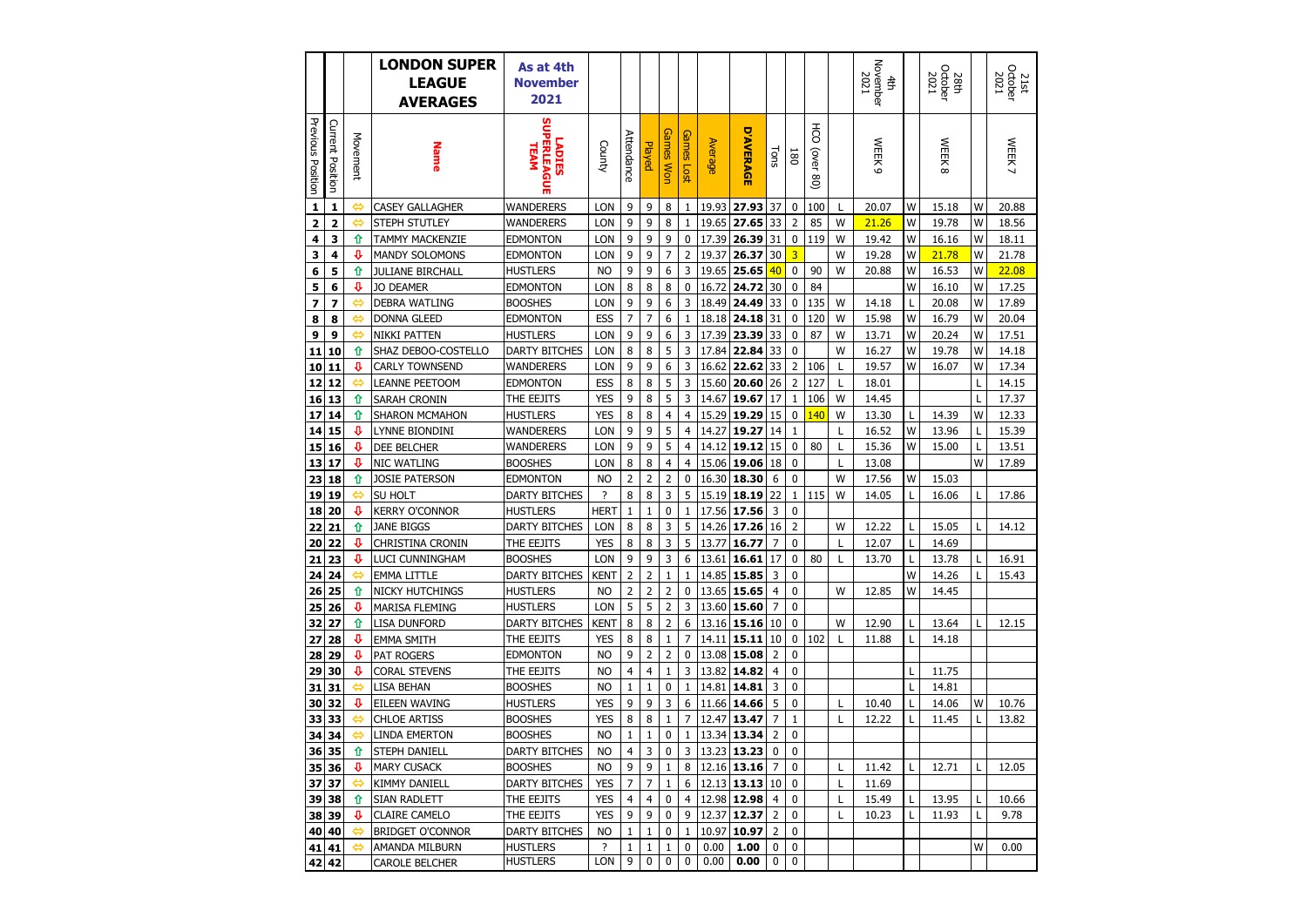| | | | LONDON SUPER LEAGUE AVERAGES | As at 4th November 2021 | | | | | | | | | | | | 4th November 2021 | | 28th October 2021 | | 21st October 2021 |
|---|---|---|---|---|---|---|---|---|---|---|---|---|---|---|---|---|---|---|---|---|
| Previous Position | Current Position | Movement | Name | LADIES SUPERLEAGUE TEAM | County | Attendance | Played | Games Won | Games Lost | Average | D'AVERAGE | Tons | 180 | HCO (over 80) | | WEEK 9 | | WEEK 8 | | WEEK 7 |
| 1 | 1 | ⇔ | CASEY GALLAGHER | WANDERERS | LON | 9 | 9 | 8 | 1 | 19.93 | **27.93** | 37 | 0 | 100 | L | 20.07 | W | 15.18 | W | 20.88 |
| 2 | 2 | ⇔ | STEPH STUTLEY | WANDERERS | LON | 9 | 9 | 8 | 1 | 19.65 | **27.65** | 33 | 2 | 85 | W | 21.26 | W | 19.78 | W | 18.56 |
| 4 | 3 | ⇧ | TAMMY MACKENZIE | EDMONTON | LON | 9 | 9 | 9 | 0 | 17.39 | **26.39** | 31 | 0 | 119 | W | 19.42 | W | 16.16 | W | 18.11 |
| 3 | 4 | ⇩ | MANDY SOLOMONS | EDMONTON | LON | 9 | 9 | 7 | 2 | 19.37 | **26.37** | 30 | 3 | | W | 19.28 | W | 21.78 | W | 21.78 |
| 6 | 5 | ⇧ | JULIANE BIRCHALL | HUSTLERS | NO | 9 | 9 | 6 | 3 | 19.65 | **25.65** | 40 | 0 | 90 | W | 20.88 | W | 16.53 | W | 22.08 |
| 5 | 6 | ⇩ | JO DEAMER | EDMONTON | LON | 8 | 8 | 8 | 0 | 16.72 | **24.72** | 30 | 0 | 84 | | | W | 16.10 | W | 17.25 |
| 7 | 7 | ⇔ | DEBRA WATLING | BOOSHES | LON | 9 | 9 | 6 | 3 | 18.49 | **24.49** | 33 | 0 | 135 | W | 14.18 | L | 20.08 | W | 17.89 |
| 8 | 8 | ⇔ | DONNA GLEED | EDMONTON | ESS | 7 | 7 | 6 | 1 | 18.18 | **24.18** | 31 | 0 | 120 | W | 15.98 | W | 16.79 | W | 20.04 |
| 9 | 9 | ⇔ | NIKKI PATTEN | HUSTLERS | LON | 9 | 9 | 6 | 3 | 17.39 | **23.39** | 33 | 0 | 87 | W | 13.71 | W | 20.24 | W | 17.51 |
| 11 | 10 | ⇧ | SHAZ DEBOO-COSTELLO | DARTY BITCHES | LON | 8 | 8 | 5 | 3 | 17.84 | **22.84** | 33 | 0 | | W | 16.27 | W | 19.78 | W | 14.18 |
| 10 | 11 | ⇩ | CARLY TOWNSEND | WANDERERS | LON | 9 | 9 | 6 | 3 | 16.62 | **22.62** | 33 | 2 | 106 | L | 19.57 | W | 16.07 | W | 17.34 |
| 12 | 12 | ⇔ | LEANNE PEETOOM | EDMONTON | ESS | 8 | 8 | 5 | 3 | 15.60 | **20.60** | 26 | 2 | 127 | L | 18.01 | | | L | 14.15 |
| 16 | 13 | ⇧ | SARAH CRONIN | THE EEJITS | YES | 9 | 8 | 5 | 3 | 14.67 | **19.67** | 17 | 1 | 106 | W | 14.45 | | | L | 17.37 |
| 17 | 14 | ⇧ | SHARON MCMAHON | HUSTLERS | YES | 8 | 8 | 4 | 4 | 15.29 | **19.29** | 15 | 0 | 140 | W | 13.30 | L | 14.39 | W | 12.33 |
| 14 | 15 | ⇩ | LYNNE BIONDINI | WANDERERS | LON | 9 | 9 | 5 | 4 | 14.27 | **19.27** | 14 | 1 | | L | 16.52 | W | 13.96 | L | 15.39 |
| 15 | 16 | ⇩ | DEE BELCHER | WANDERERS | LON | 9 | 9 | 5 | 4 | 14.12 | **19.12** | 15 | 0 | 80 | L | 15.36 | W | 15.00 | L | 13.51 |
| 13 | 17 | ⇩ | NIC WATLING | BOOSHES | LON | 8 | 8 | 4 | 4 | 15.06 | **19.06** | 18 | 0 | | L | 13.08 | | | W | 17.89 |
| 23 | 18 | ⇧ | JOSIE PATERSON | EDMONTON | NO | 2 | 2 | 2 | 0 | 16.30 | **18.30** | 6 | 0 | | W | 17.56 | W | 15.03 | | |
| 19 | 19 | ⇔ | SU HOLT | DARTY BITCHES | ? | 8 | 8 | 3 | 5 | 15.19 | **18.19** | 22 | 1 | 115 | W | 14.05 | L | 16.06 | L | 17.86 |
| 18 | 20 | ⇩ | KERRY O'CONNOR | HUSTLERS | HERT | 1 | 1 | 0 | 1 | 17.56 | **17.56** | 3 | 0 | | | | | | | |
| 22 | 21 | ⇧ | JANE BIGGS | DARTY BITCHES | LON | 8 | 8 | 3 | 5 | 14.26 | **17.26** | 16 | 2 | | W | 12.22 | L | 15.05 | L | 14.12 |
| 20 | 22 | ⇩ | CHRISTINA CRONIN | THE EEJITS | YES | 8 | 8 | 3 | 5 | 13.77 | **16.77** | 7 | 0 | | L | 12.07 | L | 14.69 | | |
| 21 | 23 | ⇩ | LUCI CUNNINGHAM | BOOSHES | LON | 9 | 9 | 3 | 6 | 13.61 | **16.61** | 17 | 0 | 80 | L | 13.70 | L | 13.78 | L | 16.91 |
| 24 | 24 | ⇔ | EMMA LITTLE | DARTY BITCHES | KENT | 2 | 2 | 1 | 1 | 14.85 | **15.85** | 3 | 0 | | | | W | 14.26 | L | 15.43 |
| 26 | 25 | ⇧ | NICKY HUTCHINGS | HUSTLERS | NO | 2 | 2 | 2 | 0 | 13.65 | **15.65** | 4 | 0 | | W | 12.85 | W | 14.45 | | |
| 25 | 26 | ⇩ | MARISA FLEMING | HUSTLERS | LON | 5 | 5 | 2 | 3 | 13.60 | **15.60** | 7 | 0 | | | | | | | |
| 32 | 27 | ⇧ | LISA DUNFORD | DARTY BITCHES | KENT | 8 | 8 | 2 | 6 | 13.16 | **15.16** | 10 | 0 | | W | 12.90 | L | 13.64 | L | 12.15 |
| 27 | 28 | ⇩ | EMMA SMITH | THE EEJITS | YES | 8 | 8 | 1 | 7 | 14.11 | **15.11** | 10 | 0 | 102 | L | 11.88 | L | 14.18 | | |
| 28 | 29 | ⇩ | PAT ROGERS | EDMONTON | NO | 9 | 2 | 2 | 0 | 13.08 | **15.08** | 2 | 0 | | | | | | | |
| 29 | 30 | ⇩ | CORAL STEVENS | THE EEJITS | NO | 4 | 4 | 1 | 3 | 13.82 | **14.82** | 4 | 0 | | | | L | 11.75 | | |
| 31 | 31 | ⇔ | LISA BEHAN | BOOSHES | NO | 1 | 1 | 0 | 1 | 14.81 | **14.81** | 3 | 0 | | | | L | 14.81 | | |
| 30 | 32 | ⇩ | EILEEN WAVING | HUSTLERS | YES | 9 | 9 | 3 | 6 | 11.66 | **14.66** | 5 | 0 | | L | 10.40 | L | 14.06 | W | 10.76 |
| 33 | 33 | ⇔ | CHLOE ARTISS | BOOSHES | YES | 8 | 8 | 1 | 7 | 12.47 | **13.47** | 7 | 1 | | L | 12.22 | L | 11.45 | L | 13.82 |
| 34 | 34 | ⇔ | LINDA EMERTON | BOOSHES | NO | 1 | 1 | 0 | 1 | 13.34 | **13.34** | 2 | 0 | | | | | | | |
| 36 | 35 | ⇧ | STEPH DANIELL | DARTY BITCHES | NO | 4 | 3 | 0 | 3 | 13.23 | **13.23** | 0 | 0 | | | | | | | |
| 35 | 36 | ⇩ | MARY CUSACK | BOOSHES | NO | 9 | 9 | 1 | 8 | 12.16 | **13.16** | 7 | 0 | | L | 11.42 | L | 12.71 | L | 12.05 |
| 37 | 37 | ⇔ | KIMMY DANIELL | DARTY BITCHES | YES | 7 | 7 | 1 | 6 | 12.13 | **13.13** | 10 | 0 | | L | 11.69 | | | | |
| 39 | 38 | ⇧ | SIAN RADLETT | THE EEJITS | YES | 4 | 4 | 0 | 4 | 12.98 | **12.98** | 4 | 0 | | L | 15.49 | L | 13.95 | L | 10.66 |
| 38 | 39 | ⇩ | CLAIRE CAMELO | THE EEJITS | YES | 9 | 9 | 0 | 9 | 12.37 | **12.37** | 2 | 0 | | L | 10.23 | L | 11.93 | L | 9.78 |
| 40 | 40 | ⇔ | BRIDGET O'CONNOR | DARTY BITCHES | NO | 1 | 1 | 0 | 1 | 10.97 | **10.97** | 2 | 0 | | | | | | | |
| 41 | 41 | ⇔ | AMANDA MILBURN | HUSTLERS | ? | 1 | 1 | 1 | 0 | 0.00 | **1.00** | 0 | 0 | | | | | | W | 0.00 |
| 42 | 42 | | CAROLE BELCHER | HUSTLERS | LON | 9 | 0 | 0 | 0 | 0.00 | **0.00** | 0 | 0 | | | | | | | |